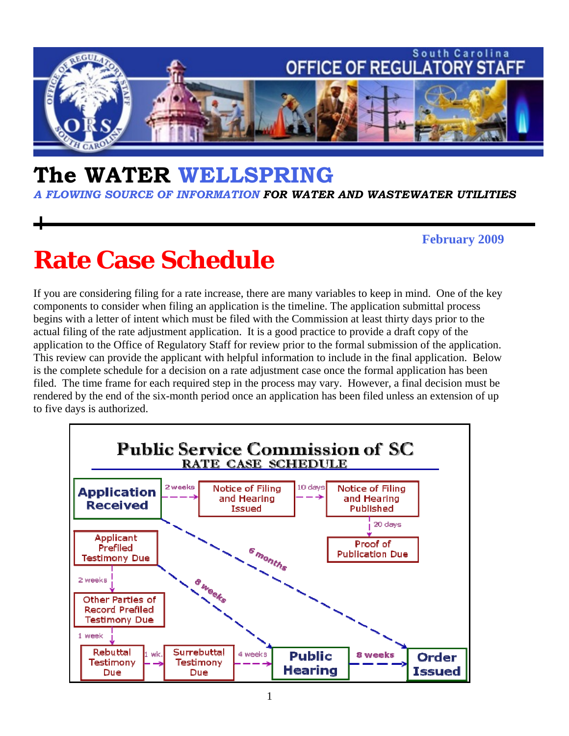South Carolina
OFFICE OF REGULATORY STAFF

# The WATER WELLSPRING

***A FLOWING SOURCE OF INFORMATION FOR WATER AND WASTEWATER UTILITIES***

**February 2009**

# Rate Case Schedule

If you are considering filing for a rate increase, there are many variables to keep in mind. One of the key components to consider when filing an application is the timeline. The application submittal process begins with a letter of intent which must be filed with the Commission at least thirty days prior to the actual filing of the rate adjustment application. It is a good practice to provide a draft copy of the application to the Office of Regulatory Staff for review prior to the formal submission of the application. This review can provide the applicant with helpful information to include in the final application. Below is the complete schedule for a decision on a rate adjustment case once the formal application has been filed. The time frame for each required step in the process may vary. However, a final decision must be rendered by the end of the six-month period once an application has been filed unless an extension of up to five days is authorized.

**Public Service Commission of SC**
**RATE CASE SCHEDULE**

- Application Received → (2 weeks) → Notice of Filing and Hearing Issued → (10 days) → Notice of Filing and Hearing Published → (20 days) → Proof of Publication Due
- Application Received → (6 months) → Order Issued
- Applicant Prefiled Testimony Due → (2 weeks) → Other Parties of Record Prefiled Testimony Due → (1 week) → Rebuttal Testimony Due → (1 wk.) → Surrebuttal Testimony Due → (4 weeks) → Public Hearing → (8 weeks) → Order Issued
- Applicant Prefiled Testimony Due → (8 weeks) → Public Hearing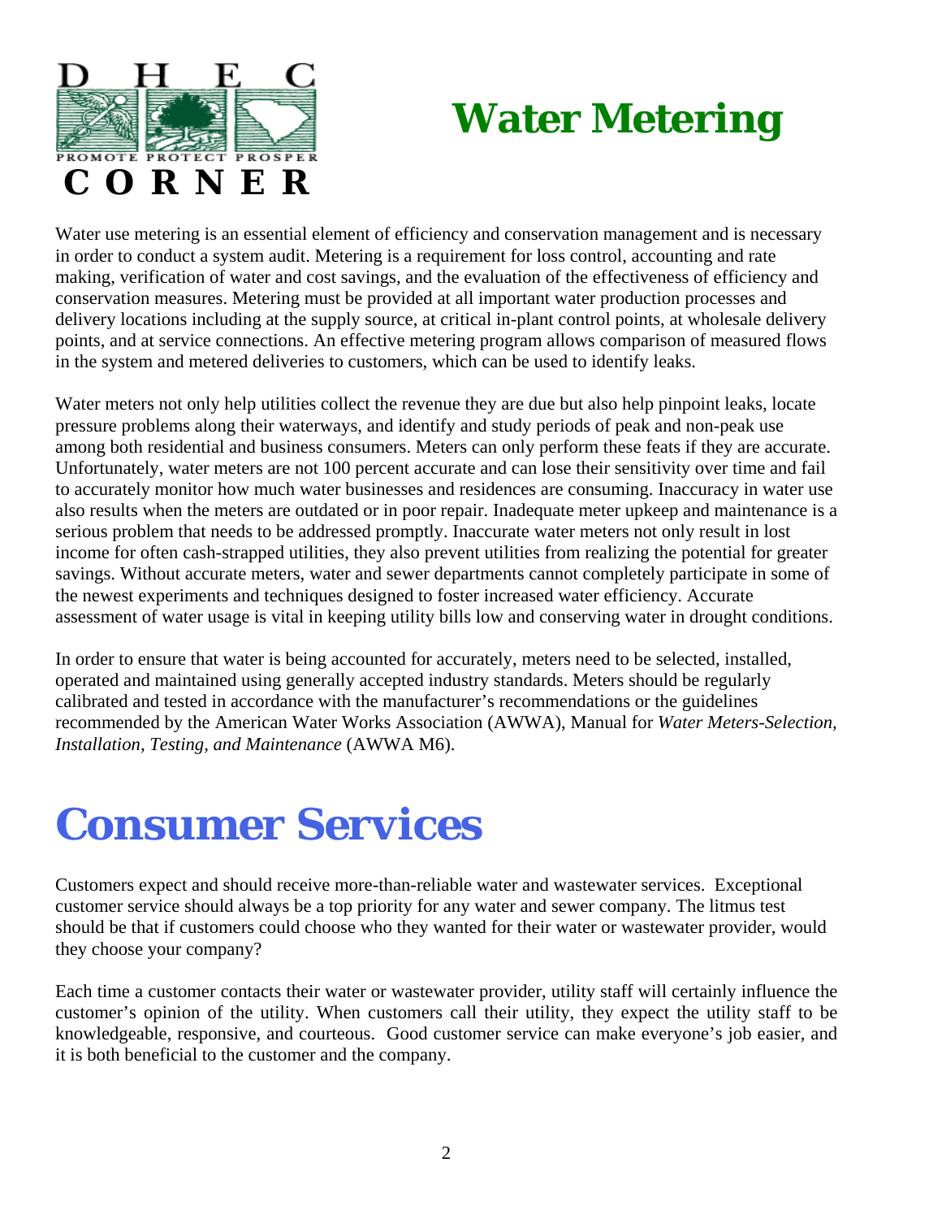DHEC CORNER

# Water Metering

Water use metering is an essential element of efficiency and conservation management and is necessary in order to conduct a system audit. Metering is a requirement for loss control, accounting and rate making, verification of water and cost savings, and the evaluation of the effectiveness of efficiency and conservation measures. Metering must be provided at all important water production processes and delivery locations including at the supply source, at critical in-plant control points, at wholesale delivery points, and at service connections. An effective metering program allows comparison of measured flows in the system and metered deliveries to customers, which can be used to identify leaks.

Water meters not only help utilities collect the revenue they are due but also help pinpoint leaks, locate pressure problems along their waterways, and identify and study periods of peak and non-peak use among both residential and business consumers. Meters can only perform these feats if they are accurate. Unfortunately, water meters are not 100 percent accurate and can lose their sensitivity over time and fail to accurately monitor how much water businesses and residences are consuming. Inaccuracy in water use also results when the meters are outdated or in poor repair. Inadequate meter upkeep and maintenance is a serious problem that needs to be addressed promptly. Inaccurate water meters not only result in lost income for often cash-strapped utilities, they also prevent utilities from realizing the potential for greater savings. Without accurate meters, water and sewer departments cannot completely participate in some of the newest experiments and techniques designed to foster increased water efficiency. Accurate assessment of water usage is vital in keeping utility bills low and conserving water in drought conditions.

In order to ensure that water is being accounted for accurately, meters need to be selected, installed, operated and maintained using generally accepted industry standards. Meters should be regularly calibrated and tested in accordance with the manufacturer's recommendations or the guidelines recommended by the American Water Works Association (AWWA), Manual for *Water Meters-Selection, Installation, Testing, and Maintenance* (AWWA M6).

# Consumer Services

Customers expect and should receive more-than-reliable water and wastewater services. Exceptional customer service should always be a top priority for any water and sewer company. The litmus test should be that if customers could choose who they wanted for their water or wastewater provider, would they choose your company?

Each time a customer contacts their water or wastewater provider, utility staff will certainly influence the customer's opinion of the utility. When customers call their utility, they expect the utility staff to be knowledgeable, responsive, and courteous. Good customer service can make everyone's job easier, and it is both beneficial to the customer and the company.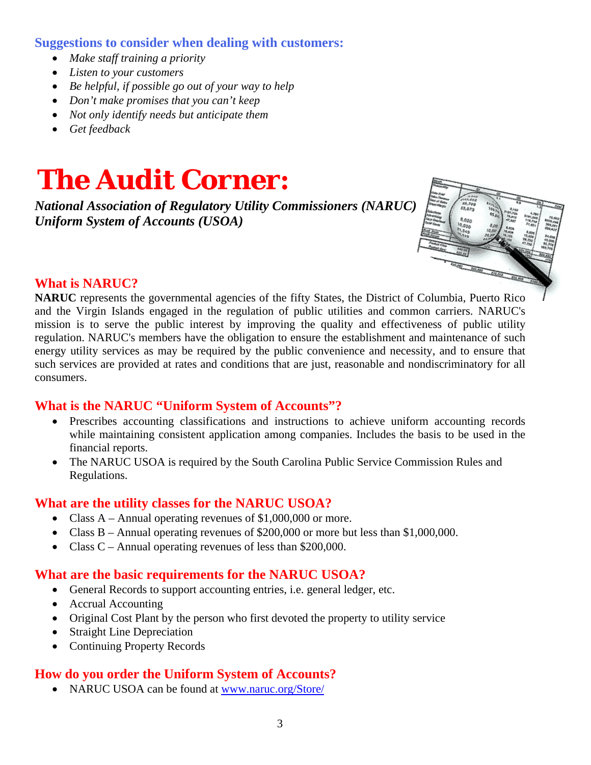### Suggestions to consider when dealing with customers:

- *Make staff training a priority*
- *Listen to your customers*
- *Be helpful, if possible go out of your way to help*
- *Don't make promises that you can't keep*
- *Not only identify needs but anticipate them*
- *Get feedback*

# The Audit Corner:

***National Association of Regulatory Utility Commissioners (NARUC) Uniform System of Accounts (USOA)***

### What is NARUC?

**NARUC** represents the governmental agencies of the fifty States, the District of Columbia, Puerto Rico and the Virgin Islands engaged in the regulation of public utilities and common carriers. NARUC's mission is to serve the public interest by improving the quality and effectiveness of public utility regulation. NARUC's members have the obligation to ensure the establishment and maintenance of such energy utility services as may be required by the public convenience and necessity, and to ensure that such services are provided at rates and conditions that are just, reasonable and nondiscriminatory for all consumers.

### What is the NARUC "Uniform System of Accounts"?

- Prescribes accounting classifications and instructions to achieve uniform accounting records while maintaining consistent application among companies. Includes the basis to be used in the financial reports.
- The NARUC USOA is required by the South Carolina Public Service Commission Rules and Regulations.

### What are the utility classes for the NARUC USOA?

- Class A – Annual operating revenues of $1,000,000 or more.
- Class B – Annual operating revenues of $200,000 or more but less than $1,000,000.
- Class C – Annual operating revenues of less than $200,000.

### What are the basic requirements for the NARUC USOA?

- General Records to support accounting entries, i.e. general ledger, etc.
- Accrual Accounting
- Original Cost Plant by the person who first devoted the property to utility service
- Straight Line Depreciation
- Continuing Property Records

### How do you order the Uniform System of Accounts?

- NARUC USOA can be found at [www.naruc.org/Store/](www.naruc.org/Store/)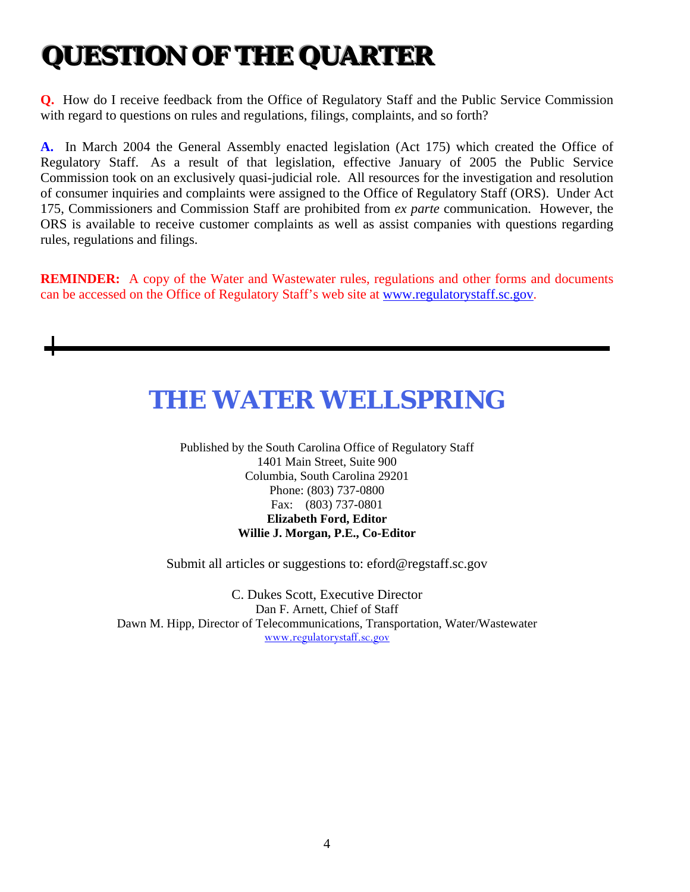# QUESTION OF THE QUARTER

**Q.** How do I receive feedback from the Office of Regulatory Staff and the Public Service Commission with regard to questions on rules and regulations, filings, complaints, and so forth?

**A.** In March 2004 the General Assembly enacted legislation (Act 175) which created the Office of Regulatory Staff. As a result of that legislation, effective January of 2005 the Public Service Commission took on an exclusively quasi-judicial role. All resources for the investigation and resolution of consumer inquiries and complaints were assigned to the Office of Regulatory Staff (ORS). Under Act 175, Commissioners and Commission Staff are prohibited from *ex parte* communication. However, the ORS is available to receive customer complaints as well as assist companies with questions regarding rules, regulations and filings.

**REMINDER:** A copy of the Water and Wastewater rules, regulations and other forms and documents can be accessed on the Office of Regulatory Staff's web site at www.regulatorystaff.sc.gov.

---

# THE WATER WELLSPRING

Published by the South Carolina Office of Regulatory Staff
1401 Main Street, Suite 900
Columbia, South Carolina 29201
Phone: (803) 737-0800
Fax: (803) 737-0801
**Elizabeth Ford, Editor**
**Willie J. Morgan, P.E., Co-Editor**

Submit all articles or suggestions to: eford@regstaff.sc.gov

C. Dukes Scott, Executive Director
Dan F. Arnett, Chief of Staff
Dawn M. Hipp, Director of Telecommunications, Transportation, Water/Wastewater
www.regulatorystaff.sc.gov